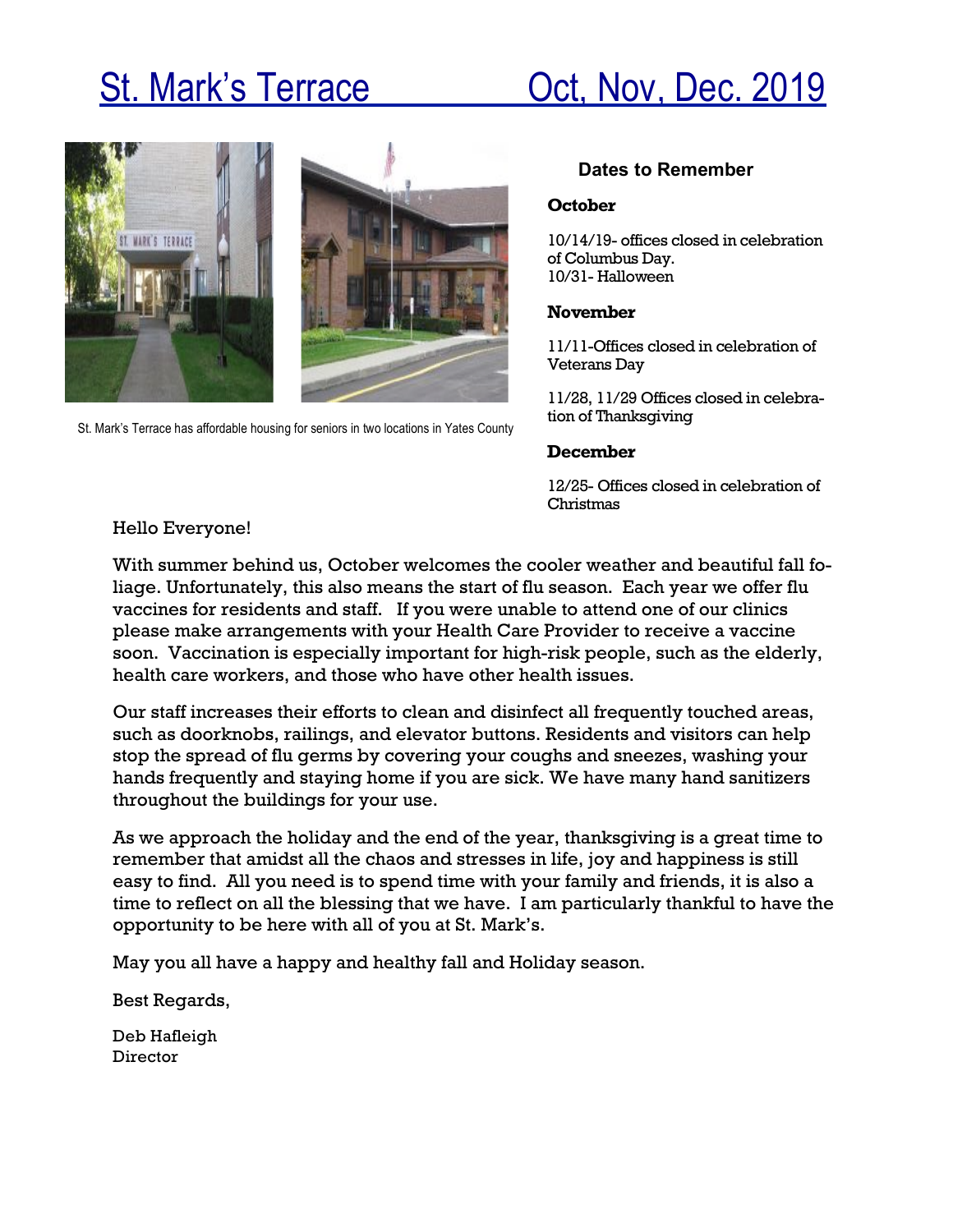# St. Mark's Terrace Oct, Nov, Dec. 2019

St. Mark's Terrace has affordable housing for seniors in two locations in Yates County

## Dates to Remember

**October**

10/14/19- offices closed in celebration of Columbus Day.
10/31- Halloween

**November**

11/11-Offices closed in celebration of Veterans Day

11/28, 11/29 Offices closed in celebration of Thanksgiving

**December**

12/25- Offices closed in celebration of Christmas

Hello Everyone!

With summer behind us, October welcomes the cooler weather and beautiful fall foliage. Unfortunately, this also means the start of flu season. Each year we offer flu vaccines for residents and staff. If you were unable to attend one of our clinics please make arrangements with your Health Care Provider to receive a vaccine soon. Vaccination is especially important for high-risk people, such as the elderly, health care workers, and those who have other health issues.

Our staff increases their efforts to clean and disinfect all frequently touched areas, such as doorknobs, railings, and elevator buttons. Residents and visitors can help stop the spread of flu germs by covering your coughs and sneezes, washing your hands frequently and staying home if you are sick. We have many hand sanitizers throughout the buildings for your use.

As we approach the holiday and the end of the year, thanksgiving is a great time to remember that amidst all the chaos and stresses in life, joy and happiness is still easy to find. All you need is to spend time with your family and friends, it is also a time to reflect on all the blessing that we have. I am particularly thankful to have the opportunity to be here with all of you at St. Mark's.

May you all have a happy and healthy fall and Holiday season.

Best Regards,

Deb Hafleigh
Director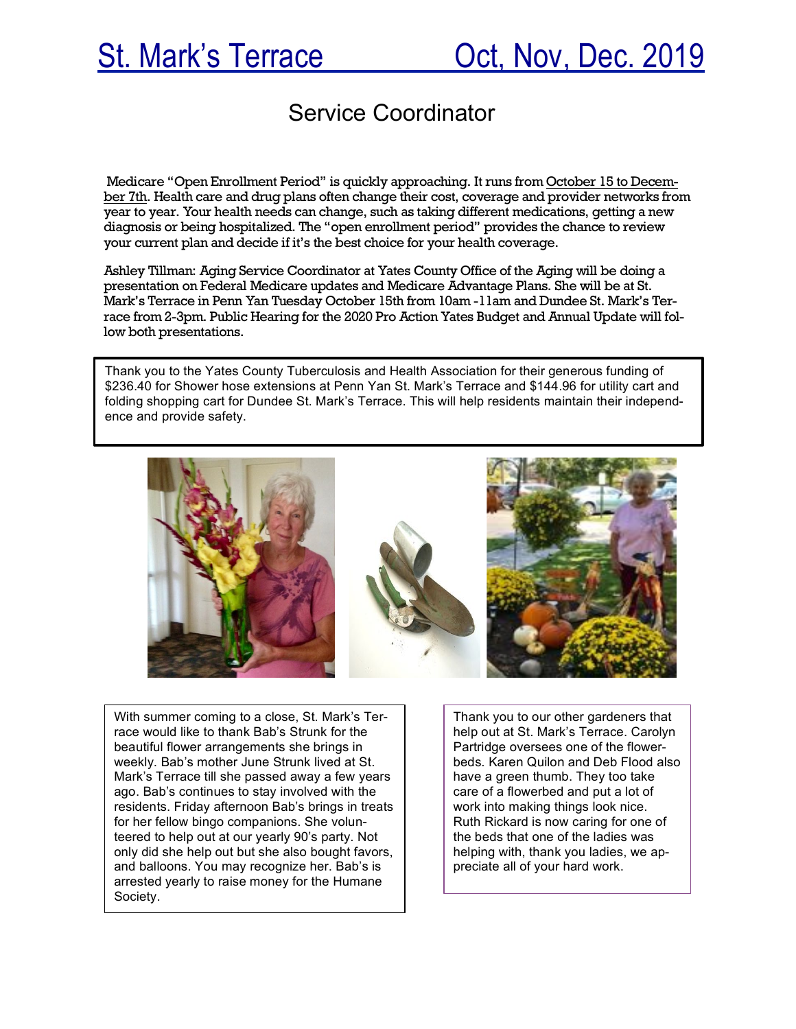# St. Mark's Terrace — Oct, Nov, Dec. 2019

## Service Coordinator

Medicare "Open Enrollment Period" is quickly approaching. It runs from October 15 to December 7th. Health care and drug plans often change their cost, coverage and provider networks from year to year. Your health needs can change, such as taking different medications, getting a new diagnosis or being hospitalized. The "open enrollment period" provides the chance to review your current plan and decide if it's the best choice for your health coverage.

Ashley Tillman: Aging Service Coordinator at Yates County Office of the Aging will be doing a presentation on Federal Medicare updates and Medicare Advantage Plans. She will be at St. Mark's Terrace in Penn Yan Tuesday October 15th from 10am -11am and Dundee St. Mark's Terrace from 2-3pm. Public Hearing for the 2020 Pro Action Yates Budget and Annual Update will follow both presentations.

Thank you to the Yates County Tuberculosis and Health Association for their generous funding of $236.40 for Shower hose extensions at Penn Yan St. Mark's Terrace and $144.96 for utility cart and folding shopping cart for Dundee St. Mark's Terrace. This will help residents maintain their independence and provide safety.

With summer coming to a close, St. Mark's Terrace would like to thank Bab's Strunk for the beautiful flower arrangements she brings in weekly. Bab's mother June Strunk lived at St. Mark's Terrace till she passed away a few years ago. Bab's continues to stay involved with the residents. Friday afternoon Bab's brings in treats for her fellow bingo companions. She volunteered to help out at our yearly 90's party. Not only did she help out but she also bought favors, and balloons. You may recognize her. Bab's is arrested yearly to raise money for the Humane Society.

Thank you to our other gardeners that help out at St. Mark's Terrace. Carolyn Partridge oversees one of the flowerbeds. Karen Quilon and Deb Flood also have a green thumb. They too take care of a flowerbed and put a lot of work into making things look nice. Ruth Rickard is now caring for one of the beds that one of the ladies was helping with, thank you ladies, we appreciate all of your hard work.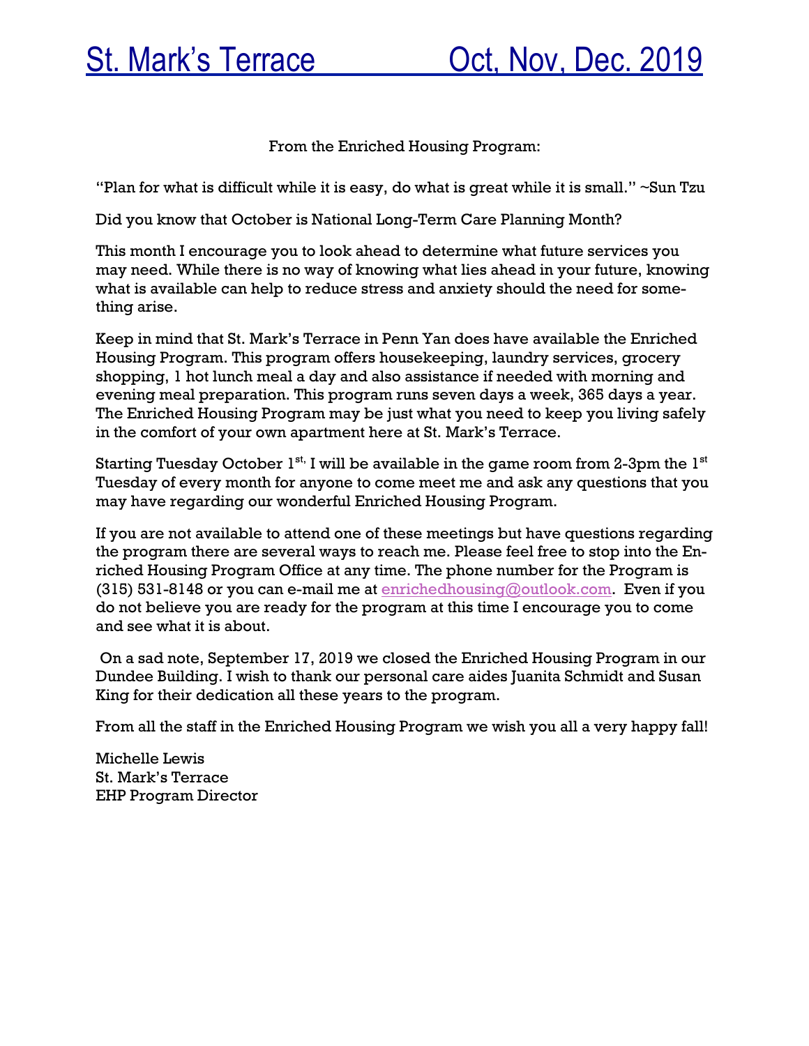# St. Mark's Terrace Oct, Nov, Dec. 2019

From the Enriched Housing Program:

"Plan for what is difficult while it is easy, do what is great while it is small." ~Sun Tzu

Did you know that October is National Long-Term Care Planning Month?

This month I encourage you to look ahead to determine what future services you may need. While there is no way of knowing what lies ahead in your future, knowing what is available can help to reduce stress and anxiety should the need for something arise.

Keep in mind that St. Mark's Terrace in Penn Yan does have available the Enriched Housing Program. This program offers housekeeping, laundry services, grocery shopping, 1 hot lunch meal a day and also assistance if needed with morning and evening meal preparation. This program runs seven days a week, 365 days a year. The Enriched Housing Program may be just what you need to keep you living safely in the comfort of your own apartment here at St. Mark's Terrace.

Starting Tuesday October 1st, I will be available in the game room from 2-3pm the 1st Tuesday of every month for anyone to come meet me and ask any questions that you may have regarding our wonderful Enriched Housing Program.

If you are not available to attend one of these meetings but have questions regarding the program there are several ways to reach me. Please feel free to stop into the Enriched Housing Program Office at any time. The phone number for the Program is (315) 531-8148 or you can e-mail me at enrichedhousing@outlook.com. Even if you do not believe you are ready for the program at this time I encourage you to come and see what it is about.

On a sad note, September 17, 2019 we closed the Enriched Housing Program in our Dundee Building. I wish to thank our personal care aides Juanita Schmidt and Susan King for their dedication all these years to the program.

From all the staff in the Enriched Housing Program we wish you all a very happy fall!

Michelle Lewis
St. Mark's Terrace
EHP Program Director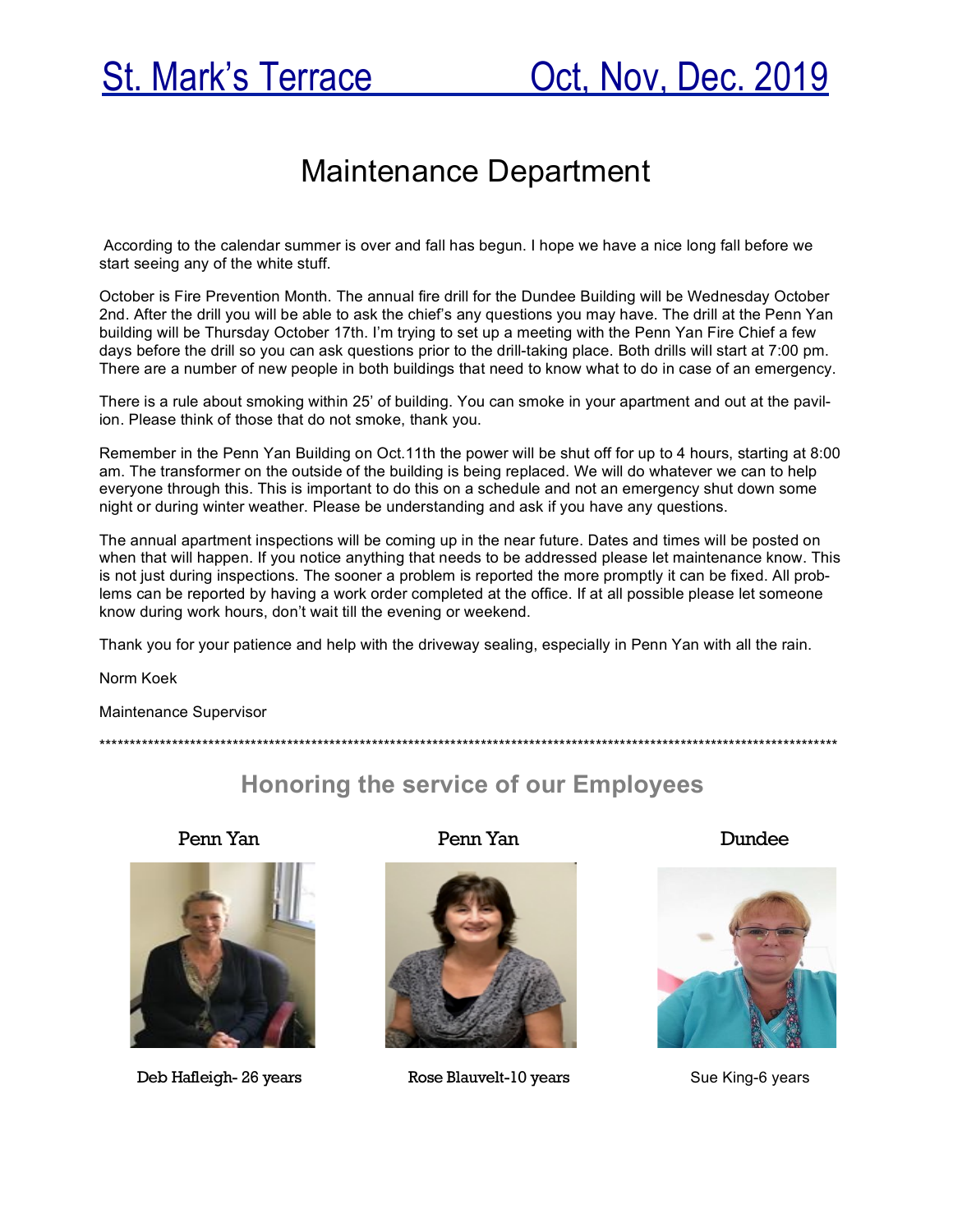# St. Mark's Terrace Oct, Nov, Dec. 2019

## Maintenance Department

According to the calendar summer is over and fall has begun. I hope we have a nice long fall before we start seeing any of the white stuff.

October is Fire Prevention Month. The annual fire drill for the Dundee Building will be Wednesday October 2nd. After the drill you will be able to ask the chief's any questions you may have. The drill at the Penn Yan building will be Thursday October 17th. I'm trying to set up a meeting with the Penn Yan Fire Chief a few days before the drill so you can ask questions prior to the drill-taking place. Both drills will start at 7:00 pm. There are a number of new people in both buildings that need to know what to do in case of an emergency.

There is a rule about smoking within 25' of building. You can smoke in your apartment and out at the pavilion. Please think of those that do not smoke, thank you.

Remember in the Penn Yan Building on Oct.11th the power will be shut off for up to 4 hours, starting at 8:00 am. The transformer on the outside of the building is being replaced. We will do whatever we can to help everyone through this. This is important to do this on a schedule and not an emergency shut down some night or during winter weather. Please be understanding and ask if you have any questions.

The annual apartment inspections will be coming up in the near future. Dates and times will be posted on when that will happen. If you notice anything that needs to be addressed please let maintenance know. This is not just during inspections. The sooner a problem is reported the more promptly it can be fixed. All problems can be reported by having a work order completed at the office. If at all possible please let someone know during work hours, don't wait till the evening or weekend.

Thank you for your patience and help with the driveway sealing, especially in Penn Yan with all the rain.

Norm Koek

Maintenance Supervisor

***

## Honoring the service of our Employees

Penn Yan

Deb Hafleigh- 26 years

Penn Yan

Rose Blauvelt-10 years

Dundee

Sue King-6 years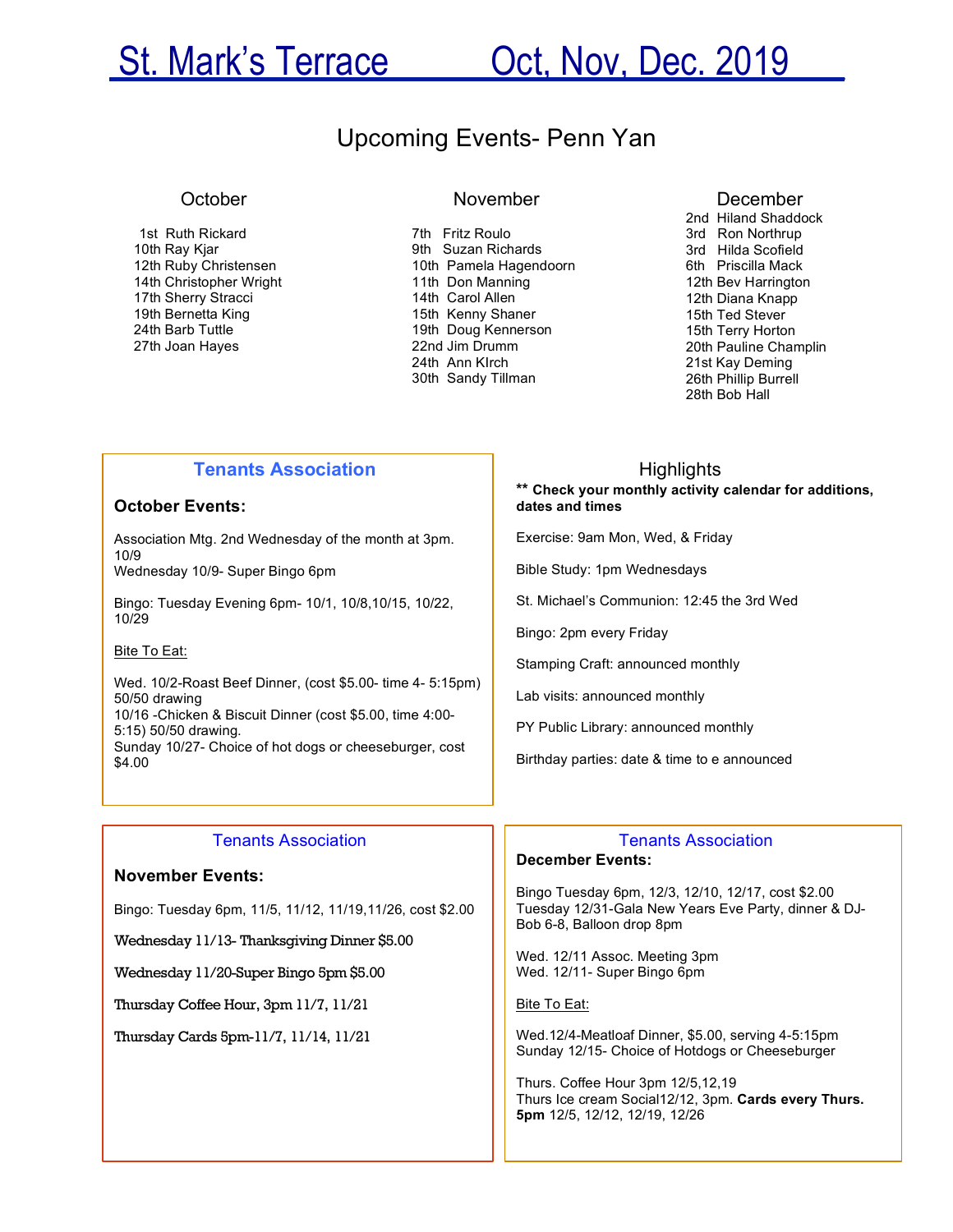# St. Mark's Terrace Oct, Nov, Dec. 2019

## Upcoming Events- Penn Yan

### October

1st Ruth Rickard
10th Ray Kjar
12th Ruby Christensen
14th Christopher Wright
17th Sherry Stracci
19th Bernetta King
24th Barb Tuttle
27th Joan Hayes

### November

7th Fritz Roulo
9th Suzan Richards
10th Pamela Hagendoorn
11th Don Manning
14th Carol Allen
15th Kenny Shaner
19th Doug Kennerson
22nd Jim Drumm
24th Ann KIrch
30th Sandy Tillman

### December

2nd Hiland Shaddock
3rd Ron Northrup
3rd Hilda Scofield
6th Priscilla Mack
12th Bev Harrington
12th Diana Knapp
15th Ted Stever
15th Terry Horton
20th Pauline Champlin
21st Kay Deming
26th Phillip Burrell
28th Bob Hall

## Tenants Association

**October Events:**

Association Mtg. 2nd Wednesday of the month at 3pm. 10/9
Wednesday 10/9- Super Bingo 6pm

Bingo: Tuesday Evening 6pm- 10/1, 10/8,10/15, 10/22, 10/29

Bite To Eat:

Wed. 10/2-Roast Beef Dinner, (cost $5.00- time 4- 5:15pm) 50/50 drawing
10/16 -Chicken & Biscuit Dinner (cost $5.00, time 4:00-5:15) 50/50 drawing.
Sunday 10/27- Choice of hot dogs or cheeseburger, cost $4.00

## Highlights

**** Check your monthly activity calendar for additions, dates and times**

Exercise: 9am Mon, Wed, & Friday

Bible Study: 1pm Wednesdays

St. Michael's Communion: 12:45 the 3rd Wed

Bingo: 2pm every Friday

Stamping Craft: announced monthly

Lab visits: announced monthly

PY Public Library: announced monthly

Birthday parties: date & time to e announced

## Tenants Association

**November Events:**

Bingo: Tuesday 6pm, 11/5, 11/12, 11/19,11/26, cost $2.00

Wednesday 11/13- Thanksgiving Dinner $5.00

Wednesday 11/20-Super Bingo 5pm $5.00

Thursday Coffee Hour, 3pm 11/7, 11/21

Thursday Cards 5pm-11/7, 11/14, 11/21

## Tenants Association

**December Events:**

Bingo Tuesday 6pm, 12/3, 12/10, 12/17, cost $2.00
Tuesday 12/31-Gala New Years Eve Party, dinner & DJ-Bob 6-8, Balloon drop 8pm

Wed. 12/11 Assoc. Meeting 3pm
Wed. 12/11- Super Bingo 6pm

Bite To Eat:

Wed.12/4-Meatloaf Dinner, $5.00, serving 4-5:15pm
Sunday 12/15- Choice of Hotdogs or Cheeseburger

Thurs. Coffee Hour 3pm 12/5,12,19
Thurs Ice cream Social12/12, 3pm. **Cards every Thurs. 5pm** 12/5, 12/12, 12/19, 12/26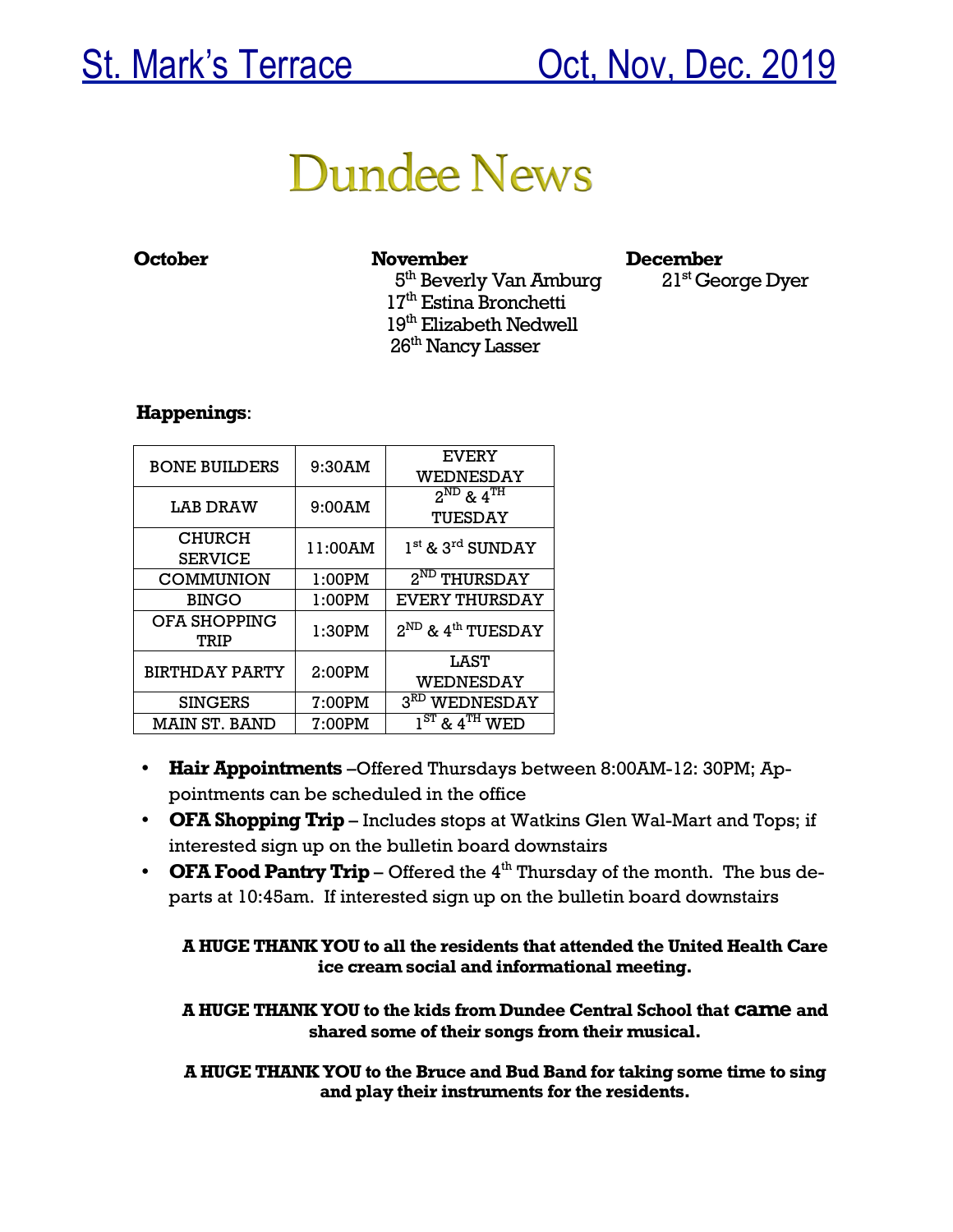# St. Mark's Terrace Oct, Nov, Dec. 2019

# Dundee News

**October**

**November**

5th Beverly Van Amburg
17th Estina Bronchetti
19th Elizabeth Nedwell
26th Nancy Lasser

**December**

21st George Dyer

**Happenings**:

| BONE BUILDERS | 9:30AM | EVERY WEDNESDAY |
|---|---|---|
| LAB DRAW | 9:00AM | 2ND & 4TH TUESDAY |
| CHURCH SERVICE | 11:00AM | 1st & 3rd SUNDAY |
| COMMUNION | 1:00PM | 2ND THURSDAY |
| BINGO | 1:00PM | EVERY THURSDAY |
| OFA SHOPPING TRIP | 1:30PM | 2ND & 4th TUESDAY |
| BIRTHDAY PARTY | 2:00PM | LAST WEDNESDAY |
| SINGERS | 7:00PM | 3RD WEDNESDAY |
| MAIN ST. BAND | 7:00PM | 1ST & 4TH WED |

- **Hair Appointments** –Offered Thursdays between 8:00AM-12: 30PM; Appointments can be scheduled in the office
- **OFA Shopping Trip** – Includes stops at Watkins Glen Wal-Mart and Tops; if interested sign up on the bulletin board downstairs
- **OFA Food Pantry Trip** – Offered the 4th Thursday of the month. The bus departs at 10:45am. If interested sign up on the bulletin board downstairs

**A HUGE THANK YOU to all the residents that attended the United Health Care ice cream social and informational meeting.**

**A HUGE THANK YOU to the kids from Dundee Central School that came and shared some of their songs from their musical.**

**A HUGE THANK YOU to the Bruce and Bud Band for taking some time to sing and play their instruments for the residents.**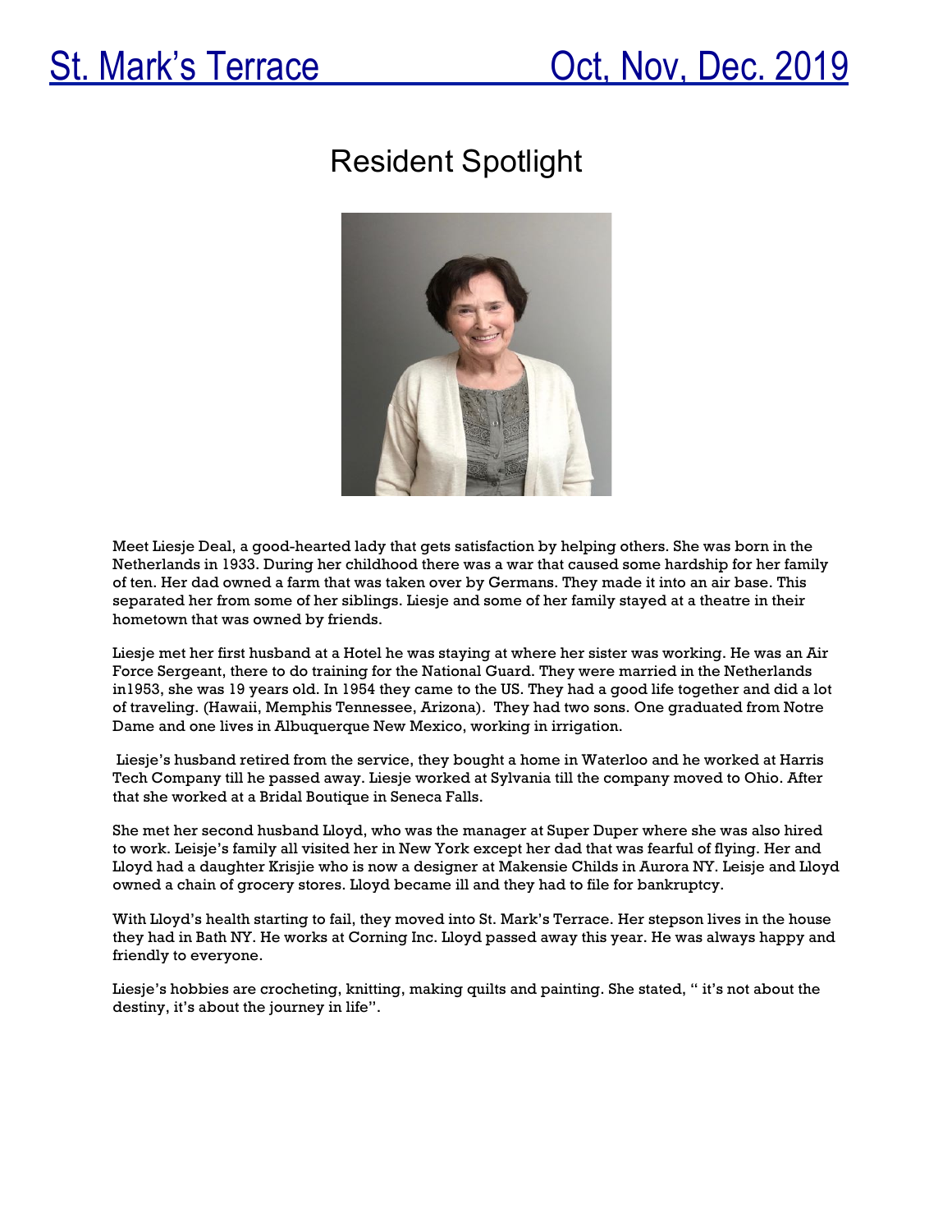# Resident Spotlight

Meet Liesje Deal, a good-hearted lady that gets satisfaction by helping others. She was born in the Netherlands in 1933. During her childhood there was a war that caused some hardship for her family of ten. Her dad owned a farm that was taken over by Germans. They made it into an air base. This separated her from some of her siblings. Liesje and some of her family stayed at a theatre in their hometown that was owned by friends.

Liesje met her first husband at a Hotel he was staying at where her sister was working. He was an Air Force Sergeant, there to do training for the National Guard. They were married in the Netherlands in1953, she was 19 years old. In 1954 they came to the US. They had a good life together and did a lot of traveling. (Hawaii, Memphis Tennessee, Arizona). They had two sons. One graduated from Notre Dame and one lives in Albuquerque New Mexico, working in irrigation.

Liesje's husband retired from the service, they bought a home in Waterloo and he worked at Harris Tech Company till he passed away. Liesje worked at Sylvania till the company moved to Ohio. After that she worked at a Bridal Boutique in Seneca Falls.

She met her second husband Lloyd, who was the manager at Super Duper where she was also hired to work. Leisje's family all visited her in New York except her dad that was fearful of flying. Her and Lloyd had a daughter Krisjie who is now a designer at Makensie Childs in Aurora NY. Leisje and Lloyd owned a chain of grocery stores. Lloyd became ill and they had to file for bankruptcy.

With Lloyd's health starting to fail, they moved into St. Mark's Terrace. Her stepson lives in the house they had in Bath NY. He works at Corning Inc. Lloyd passed away this year. He was always happy and friendly to everyone.

Liesje's hobbies are crocheting, knitting, making quilts and painting. She stated, " it's not about the destiny, it's about the journey in life".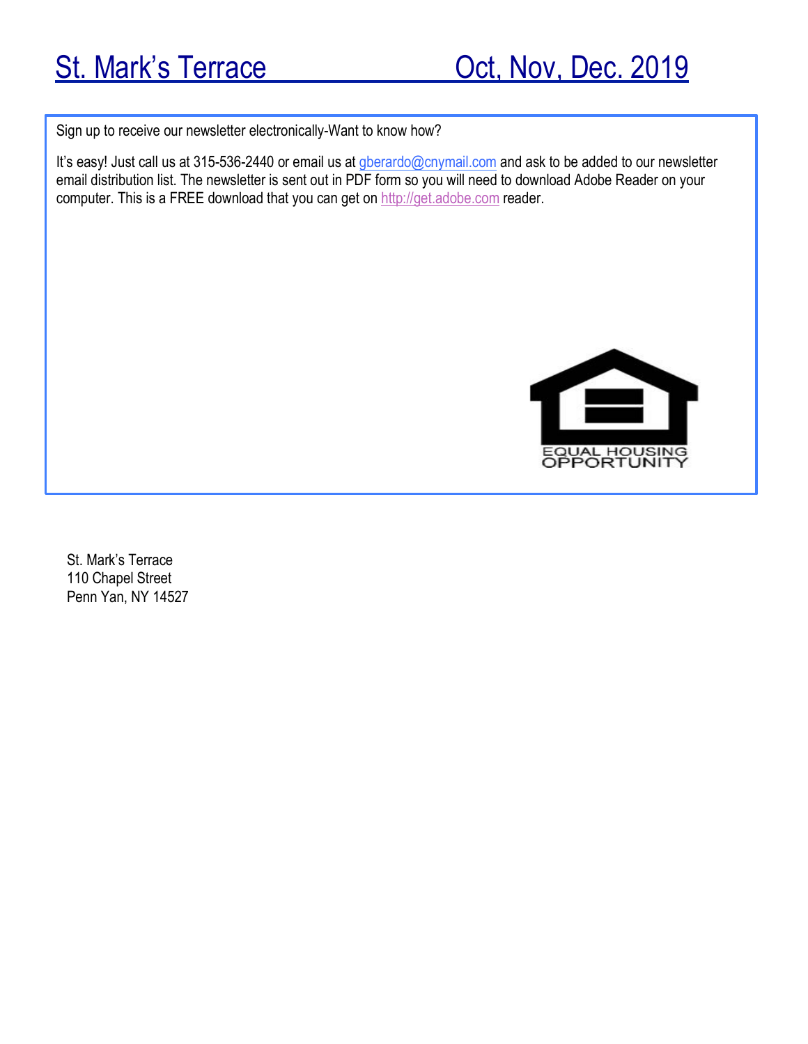# St. Mark's Terrace Oct, Nov, Dec. 2019

Sign up to receive our newsletter electronically-Want to know how?

It's easy! Just call us at 315-536-2440 or email us at gberardo@cnymail.com and ask to be added to our newsletter email distribution list. The newsletter is sent out in PDF form so you will need to download Adobe Reader on your computer. This is a FREE download that you can get on http://get.adobe.com reader.

EQUAL HOUSING OPPORTUNITY

St. Mark's Terrace
110 Chapel Street
Penn Yan, NY 14527